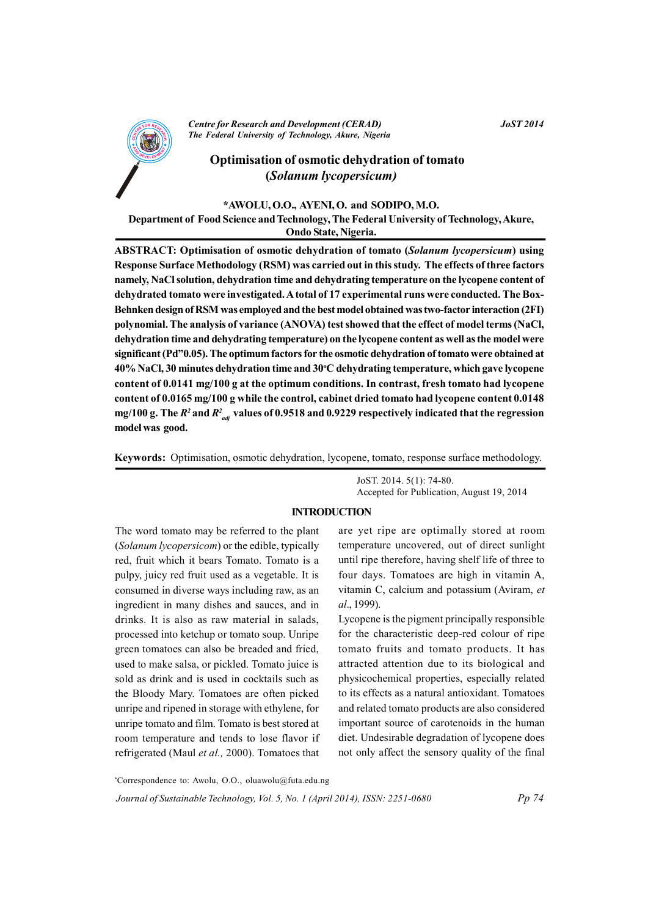Centre for Research and Development (CERAD)
The Federal University of Technology, Akure, Nigeria

# Optimisation of osmotic dehydration of tomato (*Solanum lycopersicum*)

**\*AWOLU, O.O., AYENI, O. and SODIPO, M.O.**

**Department of Food Science and Technology, The Federal University of Technology, Akure, Ondo State, Nigeria.**

**ABSTRACT: Optimisation of osmotic dehydration of tomato (*Solanum lycopersicum*) using Response Surface Methodology (RSM) was carried out in this study. The effects of three factors namely, NaCl solution, dehydration time and dehydrating temperature on the lycopene content of dehydrated tomato were investigated. A total of 17 experimental runs were conducted. The Box-Behnken design of RSM was employed and the best model obtained was two-factor interaction (2FI) polynomial. The analysis of variance (ANOVA) test showed that the effect of model terms (NaCl, dehydration time and dehydrating temperature) on the lycopene content as well as the model were significant (Pd"0.05). The optimum factors for the osmotic dehydration of tomato were obtained at 40% NaCl, 30 minutes dehydration time and 30°C dehydrating temperature, which gave lycopene content of 0.0141 mg/100 g at the optimum conditions. In contrast, fresh tomato had lycopene content of 0.0165 mg/100 g while the control, cabinet dried tomato had lycopene content 0.0148 mg/100 g. The $R^2$ and $R^2_{adj}$ values of 0.9518 and 0.9229 respectively indicated that the regression model was good.**

**Keywords:** Optimisation, osmotic dehydration, lycopene, tomato, response surface methodology.

JoST. 2014. 5(1): 74-80.
Accepted for Publication, August 19, 2014

## INTRODUCTION

The word tomato may be referred to the plant (*Solanum lycopersicom*) or the edible, typically red, fruit which it bears Tomato. Tomato is a pulpy, juicy red fruit used as a vegetable. It is consumed in diverse ways including raw, as an ingredient in many dishes and sauces, and in drinks. It is also as raw material in salads, processed into ketchup or tomato soup. Unripe green tomatoes can also be breaded and fried, used to make salsa, or pickled. Tomato juice is sold as drink and is used in cocktails such as the Bloody Mary. Tomatoes are often picked unripe and ripened in storage with ethylene, for unripe tomato and film. Tomato is best stored at room temperature and tends to lose flavor if refrigerated (Maul *et al.,* 2000). Tomatoes that are yet ripe are optimally stored at room temperature uncovered, out of direct sunlight until ripe therefore, having shelf life of three to four days. Tomatoes are high in vitamin A, vitamin C, calcium and potassium (Aviram, *et al*., 1999).

Lycopene is the pigment principally responsible for the characteristic deep-red colour of ripe tomato fruits and tomato products. It has attracted attention due to its biological and physicochemical properties, especially related to its effects as a natural antioxidant. Tomatoes and related tomato products are also considered important source of carotenoids in the human diet. Undesirable degradation of lycopene does not only affect the sensory quality of the final

\*Correspondence to: Awolu, O.O., oluawolu@futa.edu.ng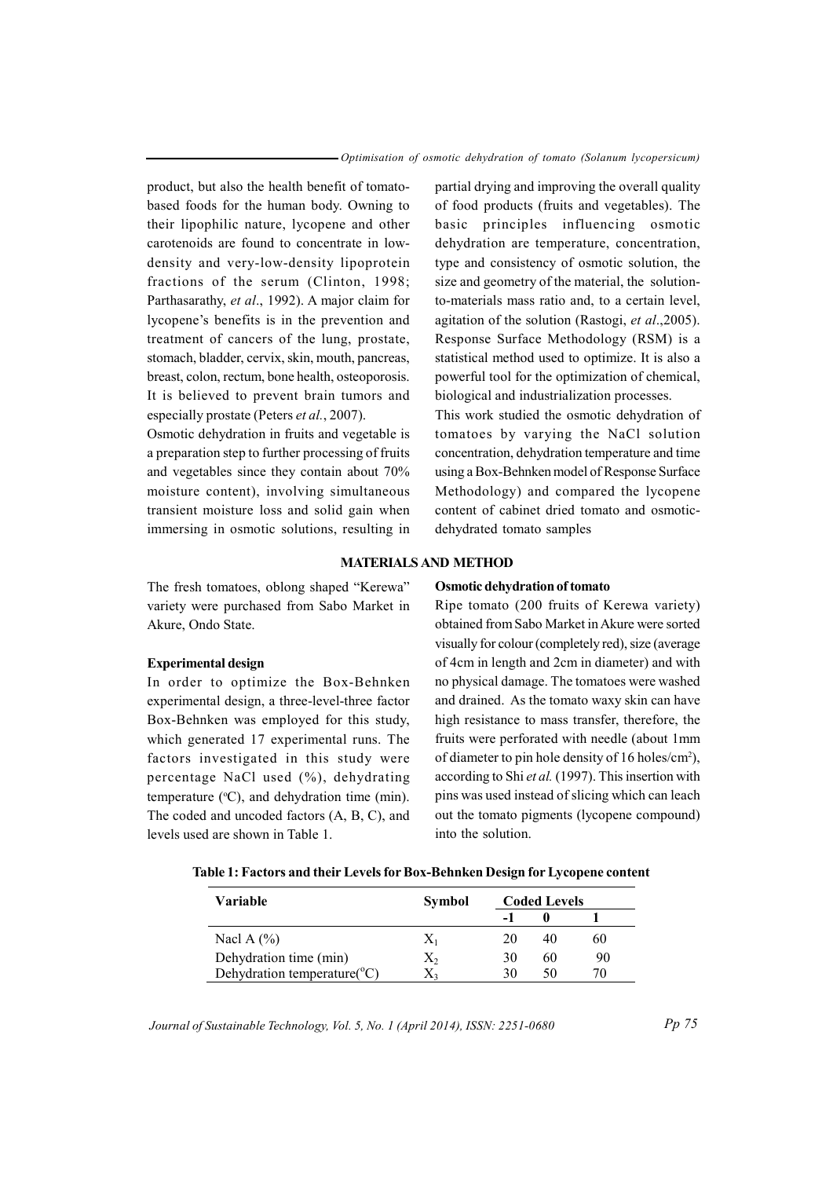product, but also the health benefit of tomato-based foods for the human body. Owning to their lipophilic nature, lycopene and other carotenoids are found to concentrate in low-density and very-low-density lipoprotein fractions of the serum (Clinton, 1998; Parthasarathy, *et al*., 1992). A major claim for lycopene's benefits is in the prevention and treatment of cancers of the lung, prostate, stomach, bladder, cervix, skin, mouth, pancreas, breast, colon, rectum, bone health, osteoporosis. It is believed to prevent brain tumors and especially prostate (Peters *et al.*, 2007).

Osmotic dehydration in fruits and vegetable is a preparation step to further processing of fruits and vegetables since they contain about 70% moisture content), involving simultaneous transient moisture loss and solid gain when immersing in osmotic solutions, resulting in partial drying and improving the overall quality of food products (fruits and vegetables). The basic principles influencing osmotic dehydration are temperature, concentration, type and consistency of osmotic solution, the size and geometry of the material, the solution-to-materials mass ratio and, to a certain level, agitation of the solution (Rastogi, *et al*.,2005). Response Surface Methodology (RSM) is a statistical method used to optimize. It is also a powerful tool for the optimization of chemical, biological and industrialization processes.

This work studied the osmotic dehydration of tomatoes by varying the NaCl solution concentration, dehydration temperature and time using a Box-Behnken model of Response Surface Methodology) and compared the lycopene content of cabinet dried tomato and osmotic-dehydrated tomato samples

## MATERIALS AND METHOD

The fresh tomatoes, oblong shaped "Kerewa" variety were purchased from Sabo Market in Akure, Ondo State.

### Experimental design

In order to optimize the Box-Behnken experimental design, a three-level-three factor Box-Behnken was employed for this study, which generated 17 experimental runs. The factors investigated in this study were percentage NaCl used (%), dehydrating temperature (°C), and dehydration time (min). The coded and uncoded factors (A, B, C), and levels used are shown in Table 1.

### Osmotic dehydration of tomato

Ripe tomato (200 fruits of Kerewa variety) obtained from Sabo Market in Akure were sorted visually for colour (completely red), size (average of 4cm in length and 2cm in diameter) and with no physical damage. The tomatoes were washed and drained. As the tomato waxy skin can have high resistance to mass transfer, therefore, the fruits were perforated with needle (about 1mm of diameter to pin hole density of 16 holes/cm$^2$), according to Shi *et al.* (1997). This insertion with pins was used instead of slicing which can leach out the tomato pigments (lycopene compound) into the solution.

**Table 1: Factors and their Levels for Box-Behnken Design for Lycopene content**

| Variable | Symbol | Coded Levels | | |
|---|---|---|---|---|
| | | -1 | 0 | 1 |
| Nacl A (%) | $X_1$ | 20 | 40 | 60 |
| Dehydration time (min) | $X_2$ | 30 | 60 | 90 |
| Dehydration temperature(°C) | $X_3$ | 30 | 50 | 70 |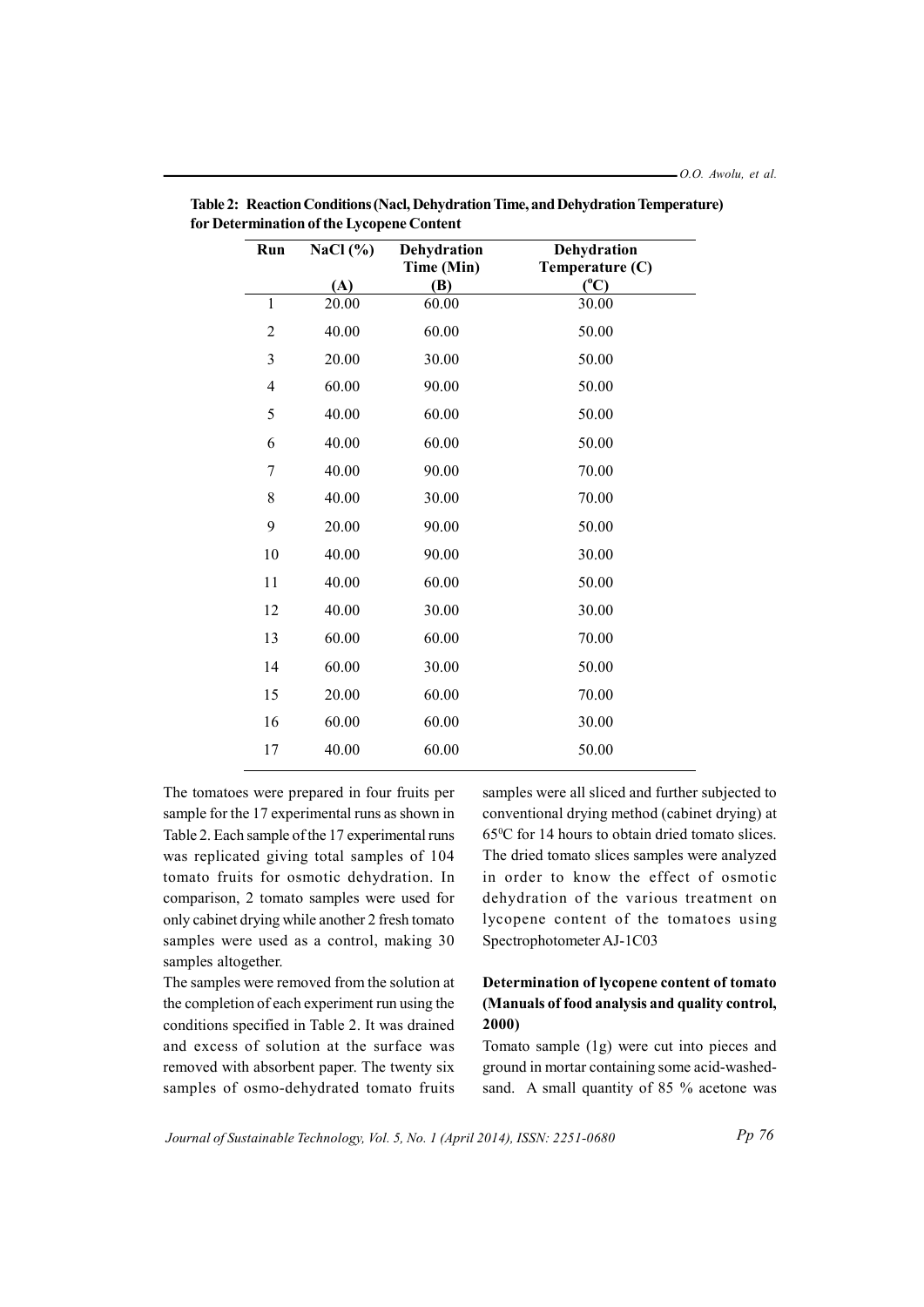**Table 2: Reaction Conditions (Nacl, Dehydration Time, and Dehydration Temperature) for Determination of the Lycopene Content**

| Run | NaCl (%) (A) | Dehydration Time (Min) (B) | Dehydration Temperature (C) (°C) |
|---|---|---|---|
| 1 | 20.00 | 60.00 | 30.00 |
| 2 | 40.00 | 60.00 | 50.00 |
| 3 | 20.00 | 30.00 | 50.00 |
| 4 | 60.00 | 90.00 | 50.00 |
| 5 | 40.00 | 60.00 | 50.00 |
| 6 | 40.00 | 60.00 | 50.00 |
| 7 | 40.00 | 90.00 | 70.00 |
| 8 | 40.00 | 30.00 | 70.00 |
| 9 | 20.00 | 90.00 | 50.00 |
| 10 | 40.00 | 90.00 | 30.00 |
| 11 | 40.00 | 60.00 | 50.00 |
| 12 | 40.00 | 30.00 | 30.00 |
| 13 | 60.00 | 60.00 | 70.00 |
| 14 | 60.00 | 30.00 | 50.00 |
| 15 | 20.00 | 60.00 | 70.00 |
| 16 | 60.00 | 60.00 | 30.00 |
| 17 | 40.00 | 60.00 | 50.00 |

The tomatoes were prepared in four fruits per sample for the 17 experimental runs as shown in Table 2. Each sample of the 17 experimental runs was replicated giving total samples of 104 tomato fruits for osmotic dehydration. In comparison, 2 tomato samples were used for only cabinet drying while another 2 fresh tomato samples were used as a control, making 30 samples altogether.

The samples were removed from the solution at the completion of each experiment run using the conditions specified in Table 2. It was drained and excess of solution at the surface was removed with absorbent paper. The twenty six samples of osmo-dehydrated tomato fruits samples were all sliced and further subjected to conventional drying method (cabinet drying) at 65°C for 14 hours to obtain dried tomato slices. The dried tomato slices samples were analyzed in order to know the effect of osmotic dehydration of the various treatment on lycopene content of the tomatoes using Spectrophotometer AJ-1C03

**Determination of lycopene content of tomato (Manuals of food analysis and quality control, 2000)**

Tomato sample (1g) were cut into pieces and ground in mortar containing some acid-washed-sand. A small quantity of 85 % acetone was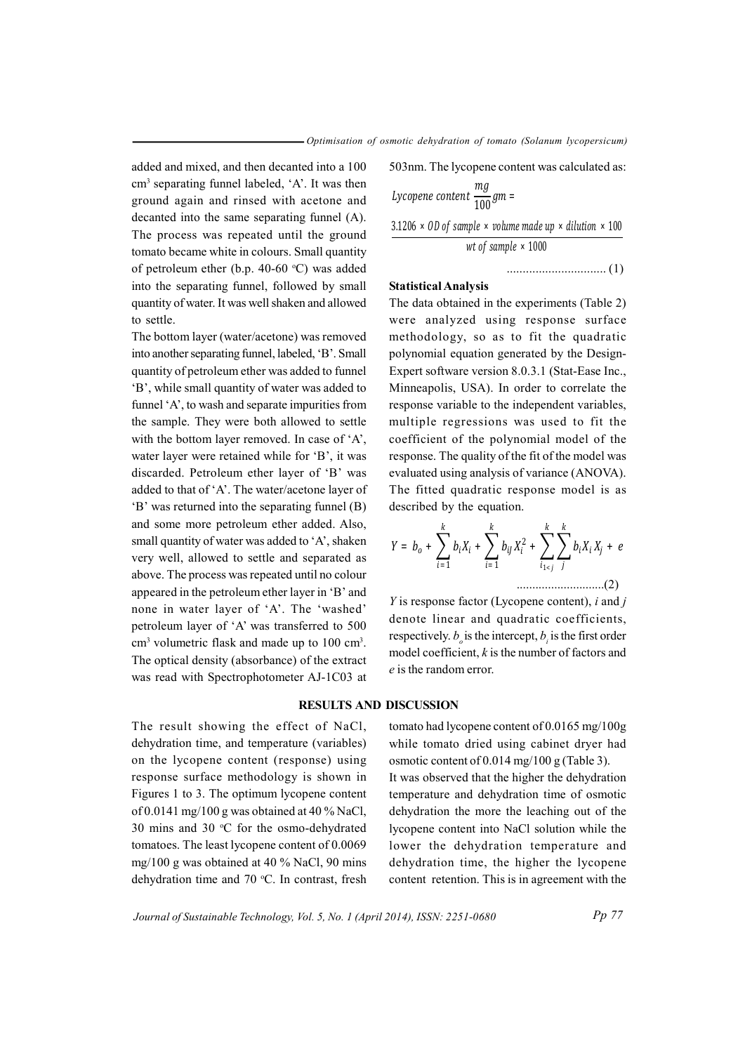added and mixed, and then decanted into a 100 cm$^3$ separating funnel labeled, 'A'. It was then ground again and rinsed with acetone and decanted into the same separating funnel (A). The process was repeated until the ground tomato became white in colours. Small quantity of petroleum ether (b.p. 40-60 $^oC$) was added into the separating funnel, followed by small quantity of water. It was well shaken and allowed to settle.

The bottom layer (water/acetone) was removed into another separating funnel, labeled, 'B'. Small quantity of petroleum ether was added to funnel 'B', while small quantity of water was added to funnel 'A', to wash and separate impurities from the sample. They were both allowed to settle with the bottom layer removed. In case of 'A', water layer were retained while for 'B', it was discarded. Petroleum ether layer of 'B' was added to that of 'A'. The water/acetone layer of 'B' was returned into the separating funnel (B) and some more petroleum ether added. Also, small quantity of water was added to 'A', shaken very well, allowed to settle and separated as above. The process was repeated until no colour appeared in the petroleum ether layer in 'B' and none in water layer of 'A'. The 'washed' petroleum layer of 'A' was transferred to 500 cm$^3$ volumetric flask and made up to 100 cm$^3$. The optical density (absorbance) of the extract was read with Spectrophotometer AJ-1C03 at 503nm. The lycopene content was calculated as:

$$Lycopene\ content\ \frac{mg}{100}gm = \frac{3.1206 \times OD\ of\ sample \times volume\ made\ up \times dilution \times 100}{wt\ of\ sample \times 1000} \quad ...............................(1)$$

### Statistical Analysis

The data obtained in the experiments (Table 2) were analyzed using response surface methodology, so as to fit the quadratic polynomial equation generated by the Design-Expert software version 8.0.3.1 (Stat-Ease Inc., Minneapolis, USA). In order to correlate the response variable to the independent variables, multiple regressions was used to fit the coefficient of the polynomial model of the response. The quality of the fit of the model was evaluated using analysis of variance (ANOVA). The fitted quadratic response model is as described by the equation.

$$Y = b_o + \sum_{i=1}^{k} b_i X_i + \sum_{i=1}^{k} b_{ij} X_i^2 + \sum_{i_{1<j}}^{k} \sum_{j}^{k} b_i X_i X_j + e \quad ............................(2)$$

$Y$ is response factor (Lycopene content), $i$ and $j$ denote linear and quadratic coefficients, respectively. $b_o$ is the intercept, $b_i$ is the first order model coefficient, $k$ is the number of factors and $e$ is the random error.

## RESULTS AND DISCUSSION

The result showing the effect of NaCl, dehydration time, and temperature (variables) on the lycopene content (response) using response surface methodology is shown in Figures 1 to 3. The optimum lycopene content of 0.0141 mg/100 g was obtained at 40 % NaCl, 30 mins and 30 $^oC$ for the osmo-dehydrated tomatoes. The least lycopene content of 0.0069 mg/100 g was obtained at 40 % NaCl, 90 mins dehydration time and 70 $^oC$. In contrast, fresh tomato had lycopene content of 0.0165 mg/100g while tomato dried using cabinet dryer had osmotic content of 0.014 mg/100 g (Table 3).

It was observed that the higher the dehydration temperature and dehydration time of osmotic dehydration the more the leaching out of the lycopene content into NaCl solution while the lower the dehydration temperature and dehydration time, the higher the lycopene content retention. This is in agreement with the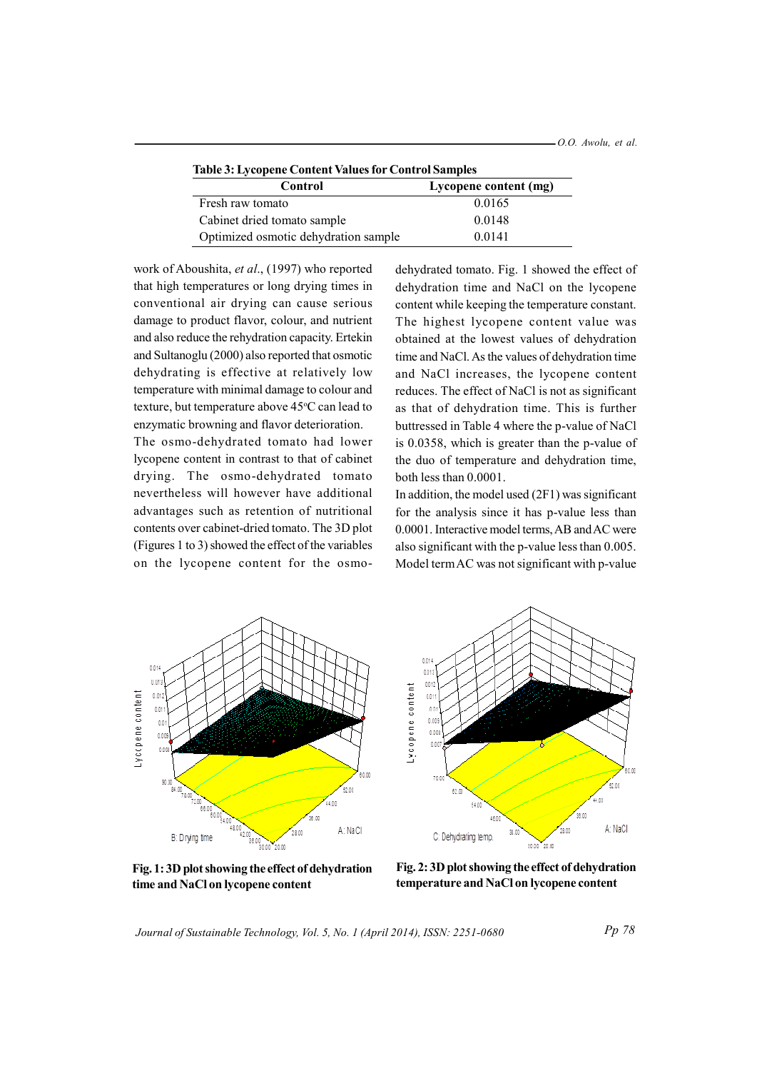**Table 3: Lycopene Content Values for Control Samples**

| Control | Lycopene content (mg) |
|---|---|
| Fresh raw tomato | 0.0165 |
| Cabinet dried tomato sample | 0.0148 |
| Optimized osmotic dehydration sample | 0.0141 |

work of Aboushita, *et al*., (1997) who reported that high temperatures or long drying times in conventional air drying can cause serious damage to product flavor, colour, and nutrient and also reduce the rehydration capacity. Ertekin and Sultanoglu (2000) also reported that osmotic dehydrating is effective at relatively low temperature with minimal damage to colour and texture, but temperature above 45°C can lead to enzymatic browning and flavor deterioration. The osmo-dehydrated tomato had lower lycopene content in contrast to that of cabinet drying. The osmo-dehydrated tomato nevertheless will however have additional advantages such as retention of nutritional contents over cabinet-dried tomato. The 3D plot (Figures 1 to 3) showed the effect of the variables on the lycopene content for the osmo-dehydrated tomato. Fig. 1 showed the effect of dehydration time and NaCl on the lycopene content while keeping the temperature constant. The highest lycopene content value was obtained at the lowest values of dehydration time and NaCl. As the values of dehydration time and NaCl increases, the lycopene content reduces. The effect of NaCl is not as significant as that of dehydration time. This is further buttressed in Table 4 where the p-value of NaCl is 0.0358, which is greater than the p-value of the duo of temperature and dehydration time, both less than 0.0001.

In addition, the model used (2F1) was significant for the analysis since it has p-value less than 0.0001. Interactive model terms, AB and AC were also significant with the p-value less than 0.005. Model term AC was not significant with p-value

**Fig. 1: 3D plot showing the effect of dehydration time and NaCl on lycopene content**

**Fig. 2: 3D plot showing the effect of dehydration temperature and NaCl on lycopene content**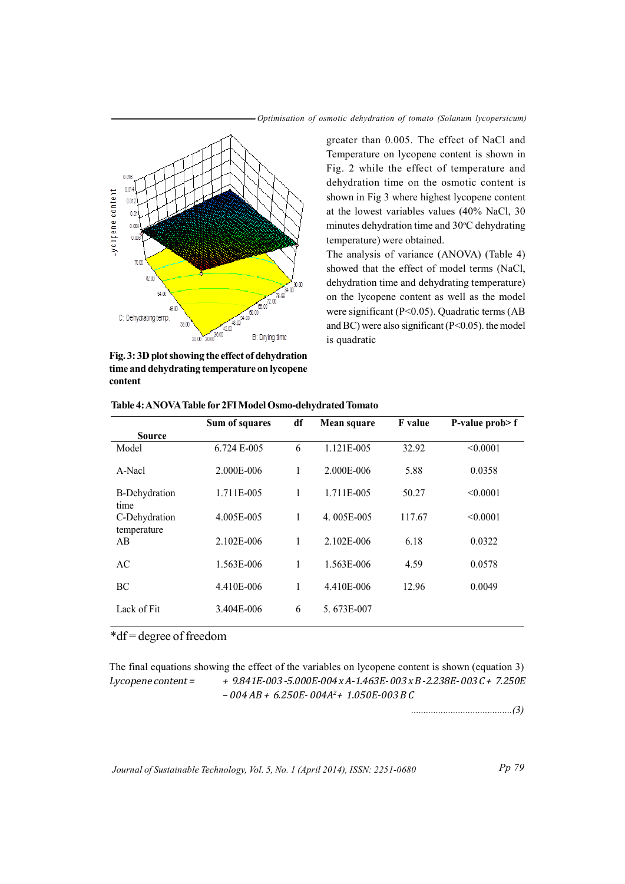greater than 0.005. The effect of NaCl and Temperature on lycopene content is shown in Fig. 2 while the effect of temperature and dehydration time on the osmotic content is shown in Fig 3 where highest lycopene content at the lowest variables values (40% NaCl, 30 minutes dehydration time and 30°C dehydrating temperature) were obtained.

The analysis of variance (ANOVA) (Table 4) showed that the effect of model terms (NaCl, dehydration time and dehydrating temperature) on the lycopene content as well as the model were significant (P<0.05). Quadratic terms (AB and BC) were also significant (P<0.05). the model is quadratic

**Fig. 3: 3D plot showing the effect of dehydration time and dehydrating temperature on lycopene content**

**Table 4: ANOVA Table for 2FI Model Osmo-dehydrated Tomato**

| Source | Sum of squares | df | Mean square | F value | P-value prob> f |
|---|---|---|---|---|---|
| Model | 6.724 E-005 | 6 | 1.121E-005 | 32.92 | <0.0001 |
| A-Nacl | 2.000E-006 | 1 | 2.000E-006 | 5.88 | 0.0358 |
| B-Dehydration time | 1.711E-005 | 1 | 1.711E-005 | 50.27 | <0.0001 |
| C-Dehydration temperature | 4.005E-005 | 1 | 4. 005E-005 | 117.67 | <0.0001 |
| AB | 2.102E-006 | 1 | 2.102E-006 | 6.18 | 0.0322 |
| AC | 1.563E-006 | 1 | 1.563E-006 | 4.59 | 0.0578 |
| BC | 4.410E-006 | 1 | 4.410E-006 | 12.96 | 0.0049 |
| Lack of Fit | 3.404E-006 | 6 | 5. 673E-007 | | |

*df = degree of freedom

The final equations showing the effect of the variables on lycopene content is shown (equation 3)

$$\text{Lycopene content} = +9.841E\text{-}003 - 5.000E\text{-}004 \times A - 1.463E\text{-}003 \times B - 2.238E\text{-}003\,C + 7.250E\text{-}004\,AB + 6.250E\text{-}004A^2 + 1.050E\text{-}003\,B\,C \quad \text{.........................................(3)}$$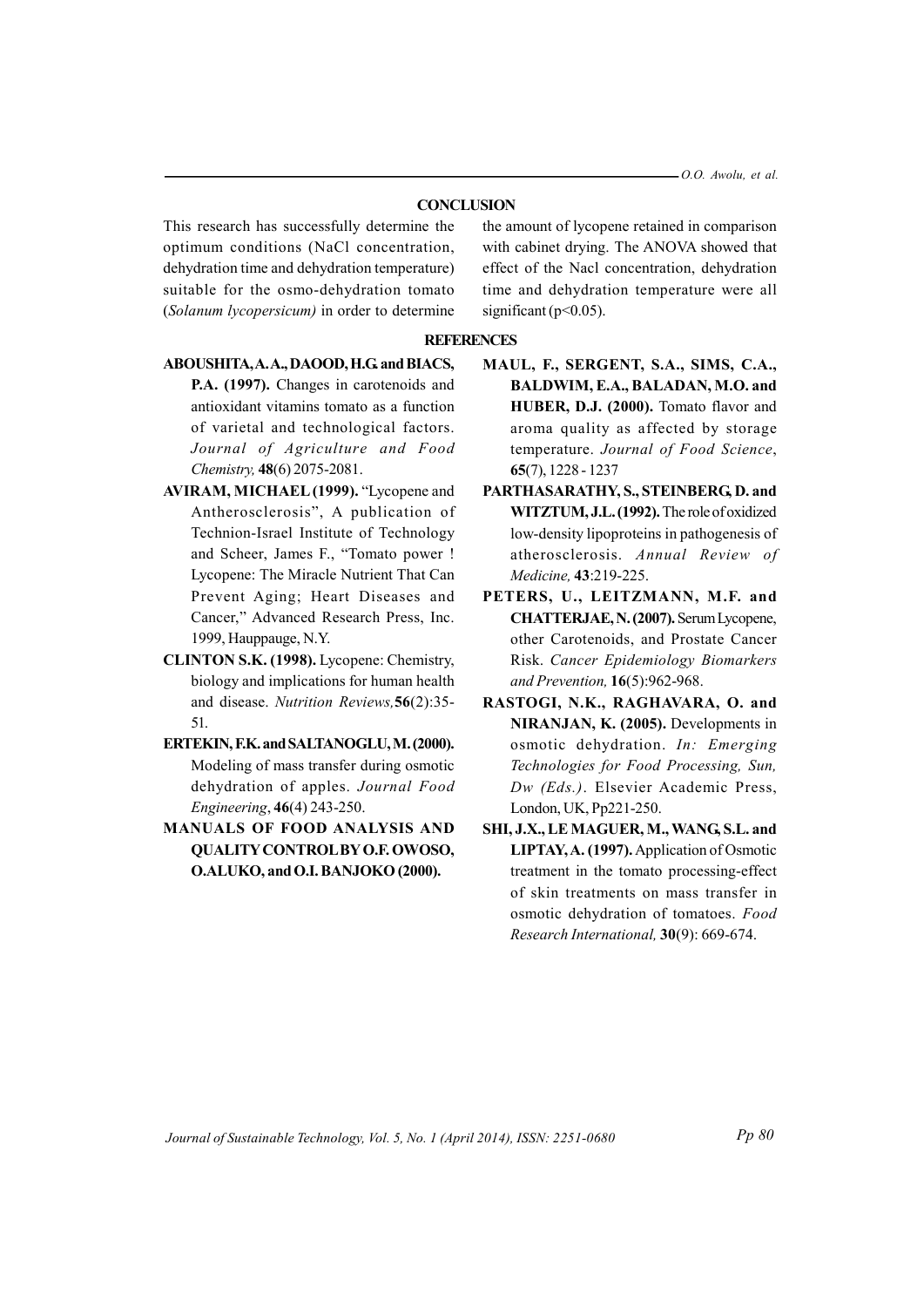## CONCLUSION

This research has successfully determine the optimum conditions (NaCl concentration, dehydration time and dehydration temperature) suitable for the osmo-dehydration tomato (*Solanum lycopersicum)* in order to determine the amount of lycopene retained in comparison with cabinet drying. The ANOVA showed that effect of the Nacl concentration, dehydration time and dehydration temperature were all significant ($p<0.05$).

## REFERENCES

**ABOUSHITA, A.A., DAOOD, H.G. and BIACS, P.A. (1997).** Changes in carotenoids and antioxidant vitamins tomato as a function of varietal and technological factors. *Journal of Agriculture and Food Chemistry,* **48**(6) 2075-2081.

**AVIRAM, MICHAEL (1999).** "Lycopene and Antherosclerosis", A publication of Technion-Israel Institute of Technology and Scheer, James F., "Tomato power ! Lycopene: The Miracle Nutrient That Can Prevent Aging; Heart Diseases and Cancer," Advanced Research Press, Inc. 1999, Hauppauge, N.Y.

**CLINTON S.K. (1998).** Lycopene: Chemistry, biology and implications for human health and disease. *Nutrition Reviews,* **56**(2):35-51.

**ERTEKIN, F.K. and SALTANOGLU, M. (2000).** Modeling of mass transfer during osmotic dehydration of apples. *Journal Food Engineering*, **46**(4) 243-250.

**MANUALS OF FOOD ANALYSIS AND QUALITY CONTROL BY O.F. OWOSO, O.ALUKO, and O.I. BANJOKO (2000).**

**MAUL, F., SERGENT, S.A., SIMS, C.A., BALDWIM, E.A., BALADAN, M.O. and HUBER, D.J. (2000).** Tomato flavor and aroma quality as affected by storage temperature. *Journal of Food Science*, **65**(7), 1228 - 1237

**PARTHASARATHY, S., STEINBERG, D. and WITZTUM, J.L. (1992).** The role of oxidized low-density lipoproteins in pathogenesis of atherosclerosis. *Annual Review of Medicine,* **43**:219-225.

**PETERS, U., LEITZMANN, M.F. and CHATTERJAE, N. (2007).** Serum Lycopene, other Carotenoids, and Prostate Cancer Risk. *Cancer Epidemiology Biomarkers and Prevention,* **16**(5):962-968.

**RASTOGI, N.K., RAGHAVARA, O. and NIRANJAN, K. (2005).** Developments in osmotic dehydration. *In: Emerging Technologies for Food Processing, Sun, Dw (Eds.)*. Elsevier Academic Press, London, UK, Pp221-250.

**SHI, J.X., LE MAGUER, M., WANG, S.L. and LIPTAY, A. (1997).** Application of Osmotic treatment in the tomato processing-effect of skin treatments on mass transfer in osmotic dehydration of tomatoes. *Food Research International,* **30**(9): 669-674.